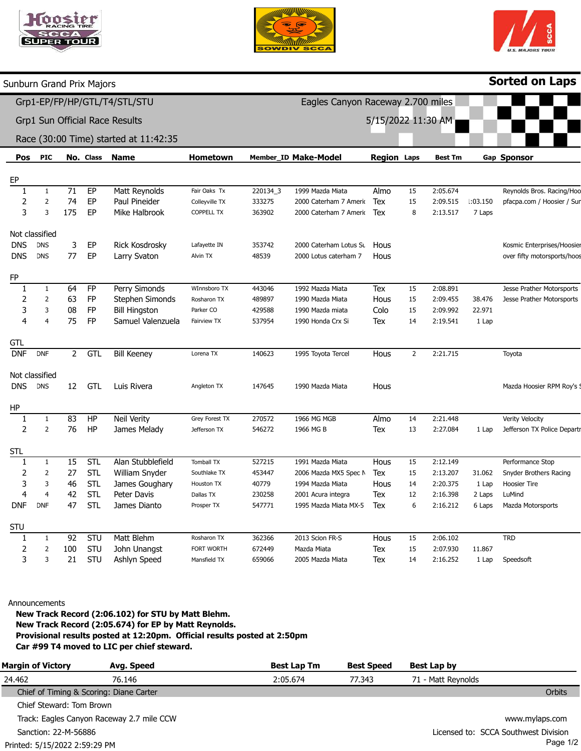Sunburn Grand Prix Majors

**Sorted on Laps**

Grp1-EP/FP/HP/GTL/T4/STL/STU — Eagles Canyon Raceway 2.700 miles

Grp1 Sun Official Race Results — 5/15/2022 11:30 AM

Race (30:00 Time) started at 11:42:35

| Pos | PIC | No. | Class | Name | Hometown | Member_ID | Make-Model | Region | Laps | Best Tm | Gap | Sponsor |
|---|---|---|---|---|---|---|---|---|---|---|---|---|
| **EP** | | | | | | | | | | | | |
| 1 | 1 | 71 | EP | Matt Reynolds | Fair Oaks Tx | 220134_3 | 1999 Mazda Miata | Almo | 15 | 2:05.674 | | Reynolds Bros. Racing/Hoo |
| 2 | 2 | 74 | EP | Paul Pineider | Colleyville TX | 333275 | 2000 Caterham 7 Americ | Tex | 15 | 2:09.515 | 1:03.150 | pfacpa.com / Hoosier / Sur |
| 3 | 3 | 175 | EP | Mike Halbrook | COPPELL TX | 363902 | 2000 Caterham 7 Americ | Tex | 8 | 2:13.517 | 7 Laps | |
| Not classified | | | | | | | | | | | | |
| DNS | DNS | 3 | EP | Rick Kosdrosky | Lafayette IN | 353742 | 2000 Caterham Lotus Su | Hous | | | | Kosmic Enterprises/Hoosier |
| DNS | DNS | 77 | EP | Larry Svaton | Alvin TX | 48539 | 2000 Lotus caterham 7 | Hous | | | | over fifty motorsports/hoos |
| **FP** | | | | | | | | | | | | |
| 1 | 1 | 64 | FP | Perry Simonds | WInnsboro TX | 443046 | 1992 Mazda Miata | Tex | 15 | 2:08.891 | | Jesse Prather Motorsports |
| 2 | 2 | 63 | FP | Stephen Simonds | Rosharon TX | 489897 | 1990 Mazda Miata | Hous | 15 | 2:09.455 | 38.476 | Jesse Prather Motorsports |
| 3 | 3 | 08 | FP | Bill Hingston | Parker CO | 429588 | 1990 Mazda miata | Colo | 15 | 2:09.992 | 22.971 | |
| 4 | 4 | 75 | FP | Samuel Valenzuela | Fairview TX | 537954 | 1990 Honda Crx Si | Tex | 14 | 2:19.541 | 1 Lap | |
| **GTL** | | | | | | | | | | | | |
| DNF | DNF | 2 | GTL | Bill Keeney | Lorena TX | 140623 | 1995 Toyota Tercel | Hous | 2 | 2:21.715 | | Toyota |
| Not classified | | | | | | | | | | | | |
| DNS | DNS | 12 | GTL | Luis Rivera | Angleton TX | 147645 | 1990 Mazda Miata | Hous | | | | Mazda Hoosier RPM Roy's S |
| **HP** | | | | | | | | | | | | |
| 1 | 1 | 83 | HP | Neil Verity | Grey Forest TX | 270572 | 1966 MG MGB | Almo | 14 | 2:21.448 | | Verity Velocity |
| 2 | 2 | 76 | HP | James Melady | Jefferson TX | 546272 | 1966 MG B | Tex | 13 | 2:27.084 | 1 Lap | Jefferson TX Police Departr |
| **STL** | | | | | | | | | | | | |
| 1 | 1 | 15 | STL | Alan Stubblefield | Tomball TX | 527215 | 1991 Mazda Miata | Hous | 15 | 2:12.149 | | Performance Stop |
| 2 | 2 | 27 | STL | William Snyder | Southlake TX | 453447 | 2006 Mazda MX5 Spec M | Tex | 15 | 2:13.207 | 31.062 | Snyder Brothers Racing |
| 3 | 3 | 46 | STL | James Goughary | Houston TX | 40779 | 1994 Mazda Miata | Hous | 14 | 2:20.375 | 1 Lap | Hoosier Tire |
| 4 | 4 | 42 | STL | Peter Davis | Dallas TX | 230258 | 2001 Acura integra | Tex | 12 | 2:16.398 | 2 Laps | LuMind |
| DNF | DNF | 47 | STL | James Dianto | Prosper TX | 547771 | 1995 Mazda Miata MX-5 | Tex | 6 | 2:16.212 | 6 Laps | Mazda Motorsports |
| **STU** | | | | | | | | | | | | |
| 1 | 1 | 92 | STU | Matt Blehm | Rosharon TX | 362366 | 2013 Scion FR-S | Hous | 15 | 2:06.102 | | TRD |
| 2 | 2 | 100 | STU | John Unangst | FORT WORTH | 672449 | Mazda Miata | Tex | 15 | 2:07.930 | 11.867 | |
| 3 | 3 | 21 | STU | Ashlyn Speed | Mansfield TX | 659066 | 2005 Mazda Miata | Tex | 14 | 2:16.252 | 1 Lap | Speedsoft |

Announcements

**New Track Record (2:06.102) for STU by Matt Blehm.**
**New Track Record (2:05.674) for EP by Matt Reynolds.**
**Provisional results posted at 12:20pm. Official results posted at 2:50pm**
**Car #99 T4 moved to LIC per chief steward.**

| Margin of Victory | Avg. Speed | Best Lap Tm | Best Speed | Best Lap by |
|---|---|---|---|---|
| 24.462 | 76.146 | 2:05.674 | 77.343 | 71 - Matt Reynolds |

Chief of Timing & Scoring: Diane Carter — Orbits

Chief Steward: Tom Brown

Track: Eagles Canyon Raceway 2.7 mile CCW — www.mylaps.com

Sanction: 22-M-56886 — Licensed to: SCCA Southwest Division

Printed: 5/15/2022 2:59:29 PM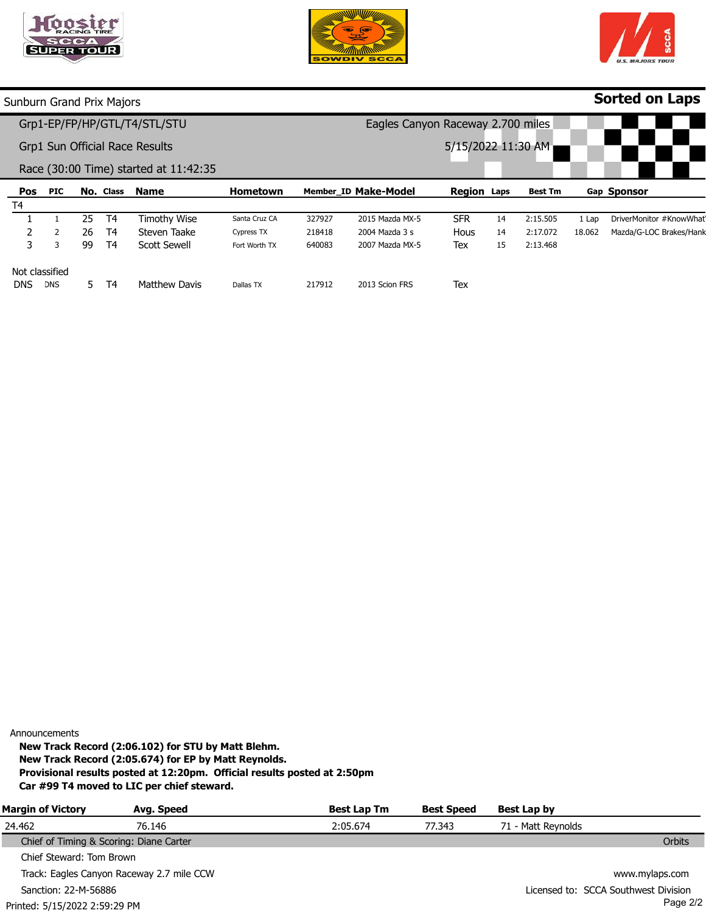Sunburn Grand Prix Majors

**Sorted on Laps**

Grp1-EP/FP/HP/GTL/T4/STL/STU

Eagles Canyon Raceway 2.700 miles

Grp1 Sun Official Race Results

5/15/2022 11:30 AM

Race (30:00 Time) started at 11:42:35

| Pos | PIC | No. | Class | Name | Hometown | Member_ID | Make-Model | Region | Laps | Best Tm | Gap | Sponsor |
|---|---|---|---|---|---|---|---|---|---|---|---|---|
| T4 | | | | | | | | | | | | |
| 1 | 1 | 25 | T4 | Timothy Wise | Santa Cruz CA | 327927 | 2015 Mazda MX-5 | SFR | 14 | 2:15.505 | 1 Lap | DriverMonitor #KnowWhat' |
| 2 | 2 | 26 | T4 | Steven Taake | Cypress TX | 218418 | 2004 Mazda 3 s | Hous | 14 | 2:17.072 | 18.062 | Mazda/G-LOC Brakes/Hank |
| 3 | 3 | 99 | T4 | Scott Sewell | Fort Worth TX | 640083 | 2007 Mazda MX-5 | Tex | 15 | 2:13.468 | | |
| Not classified | | | | | | | | | | | | |
| DNS | DNS | 5 | T4 | Matthew Davis | Dallas TX | 217912 | 2013 Scion FRS | Tex | | | | |

Announcements

**New Track Record (2:06.102) for STU by Matt Blehm.**
**New Track Record (2:05.674) for EP by Matt Reynolds.**
**Provisional results posted at 12:20pm. Official results posted at 2:50pm**
**Car #99 T4 moved to LIC per chief steward.**

| Margin of Victory | Avg. Speed | Best Lap Tm | Best Speed | Best Lap by |
|---|---|---|---|---|
| 24.462 | 76.146 | 2:05.674 | 77.343 | 71 - Matt Reynolds |

Chief of Timing & Scoring: Diane Carter

Orbits

Chief Steward: Tom Brown

Track: Eagles Canyon Raceway 2.7 mile CCW

www.mylaps.com

Sanction: 22-M-56886

Licensed to: SCCA Southwest Division

Printed: 5/15/2022 2:59:29 PM